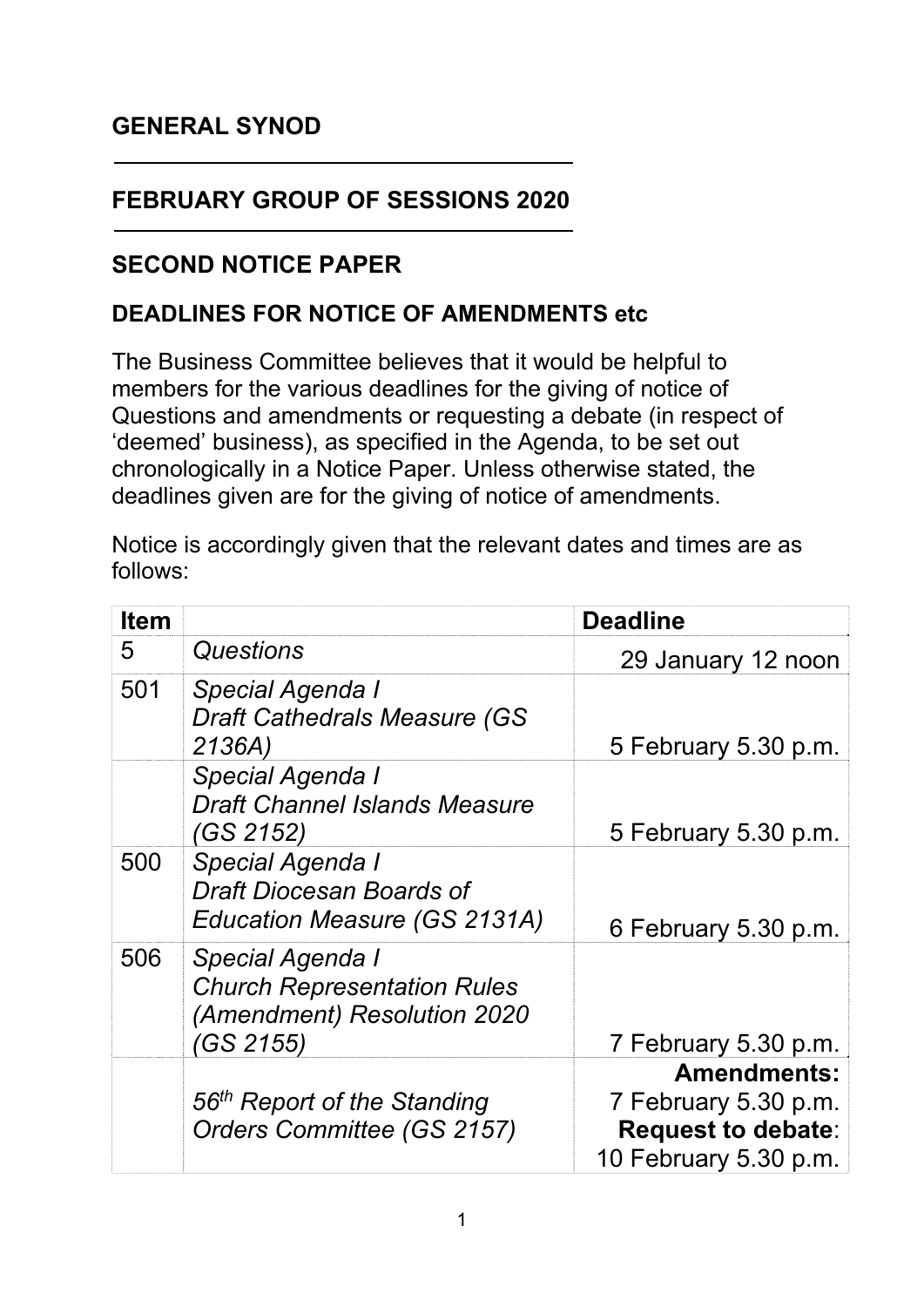## GENERAL SYNOD

## FEBRUARY GROUP OF SESSIONS 2020

## SECOND NOTICE PAPER

### DEADLINES FOR NOTICE OF AMENDMENTS etc

The Business Committee believes that it would be helpful to members for the various deadlines for the giving of notice of Questions and amendments or requesting a debate (in respect of 'deemed' business), as specified in the Agenda, to be set out chronologically in a Notice Paper. Unless otherwise stated, the deadlines given are for the giving of notice of amendments.

Notice is accordingly given that the relevant dates and times are as follows:

| Item | | Deadline |
|---|---|---|
| 5 | *Questions* | 29 January 12 noon |
| 501 | *Special Agenda I*<br>*Draft Cathedrals Measure (GS 2136A)* | 5 February 5.30 p.m. |
| | *Special Agenda I*<br>*Draft Channel Islands Measure (GS 2152)* | 5 February 5.30 p.m. |
| 500 | *Special Agenda I*<br>*Draft Diocesan Boards of Education Measure (GS 2131A)* | 6 February 5.30 p.m. |
| 506 | *Special Agenda I*<br>*Church Representation Rules (Amendment) Resolution 2020 (GS 2155)* | 7 February 5.30 p.m. |
| | *56th Report of the Standing Orders Committee (GS 2157)* | **Amendments:**<br>7 February 5.30 p.m.<br>**Request to debate**:<br>10 February 5.30 p.m. |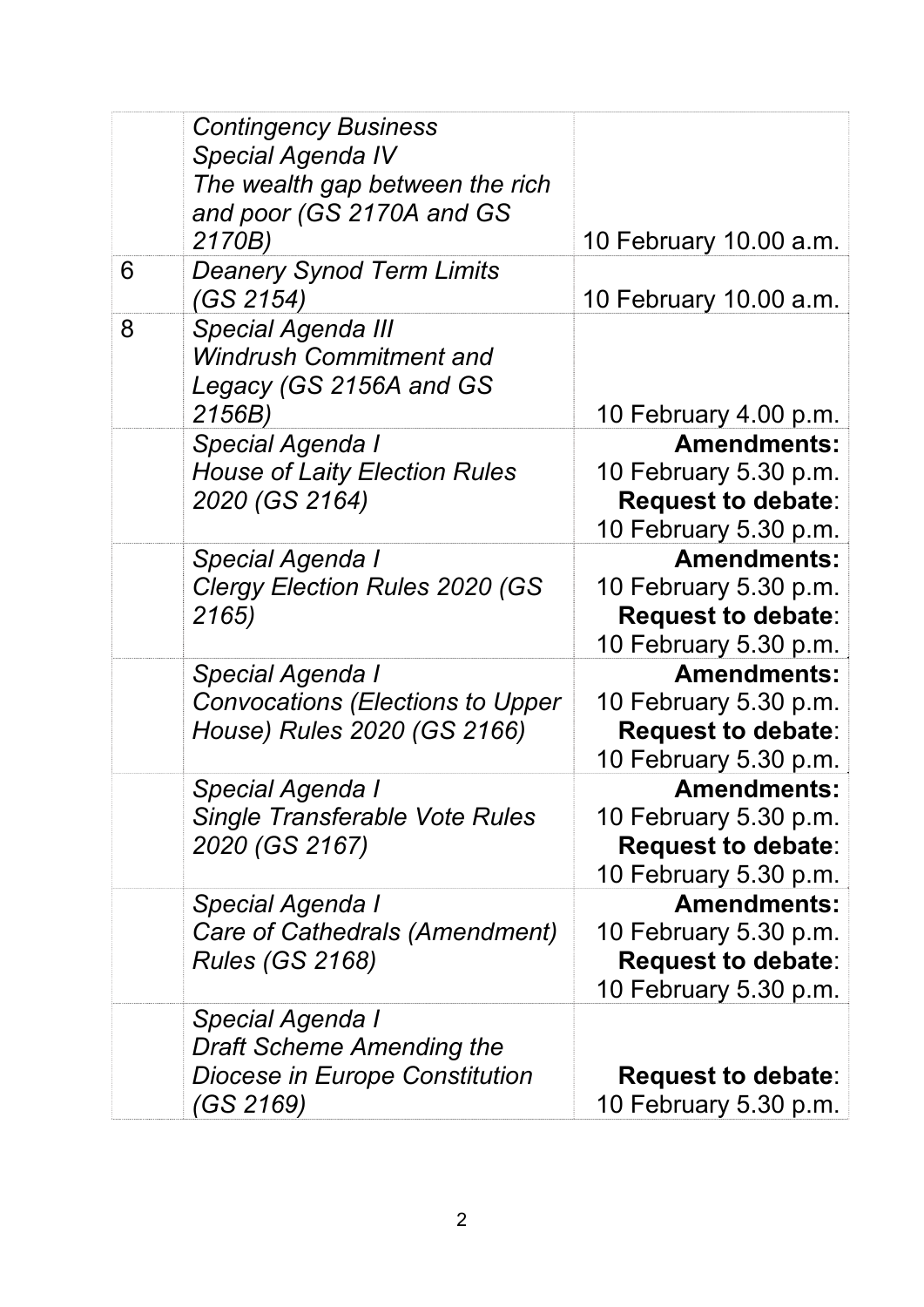|  |  |  |
|---|---|---|
|  | *Contingency Business*<br>*Special Agenda IV*<br>*The wealth gap between the rich and poor (GS 2170A and GS 2170B)* | 10 February 10.00 a.m. |
| 6 | *Deanery Synod Term Limits (GS 2154)* | 10 February 10.00 a.m. |
| 8 | *Special Agenda III*<br>*Windrush Commitment and Legacy (GS 2156A and GS 2156B)* | 10 February 4.00 p.m. |
|  | *Special Agenda I*<br>*House of Laity Election Rules 2020 (GS 2164)* | **Amendments:**<br>10 February 5.30 p.m.<br>**Request to debate**:<br>10 February 5.30 p.m. |
|  | *Special Agenda I*<br>*Clergy Election Rules 2020 (GS 2165)* | **Amendments:**<br>10 February 5.30 p.m.<br>**Request to debate**:<br>10 February 5.30 p.m. |
|  | *Special Agenda I*<br>*Convocations (Elections to Upper House) Rules 2020 (GS 2166)* | **Amendments:**<br>10 February 5.30 p.m.<br>**Request to debate**:<br>10 February 5.30 p.m. |
|  | *Special Agenda I*<br>*Single Transferable Vote Rules 2020 (GS 2167)* | **Amendments:**<br>10 February 5.30 p.m.<br>**Request to debate**:<br>10 February 5.30 p.m. |
|  | *Special Agenda I*<br>*Care of Cathedrals (Amendment) Rules (GS 2168)* | **Amendments:**<br>10 February 5.30 p.m.<br>**Request to debate**:<br>10 February 5.30 p.m. |
|  | *Special Agenda I*<br>*Draft Scheme Amending the Diocese in Europe Constitution (GS 2169)* | **Request to debate**:<br>10 February 5.30 p.m. |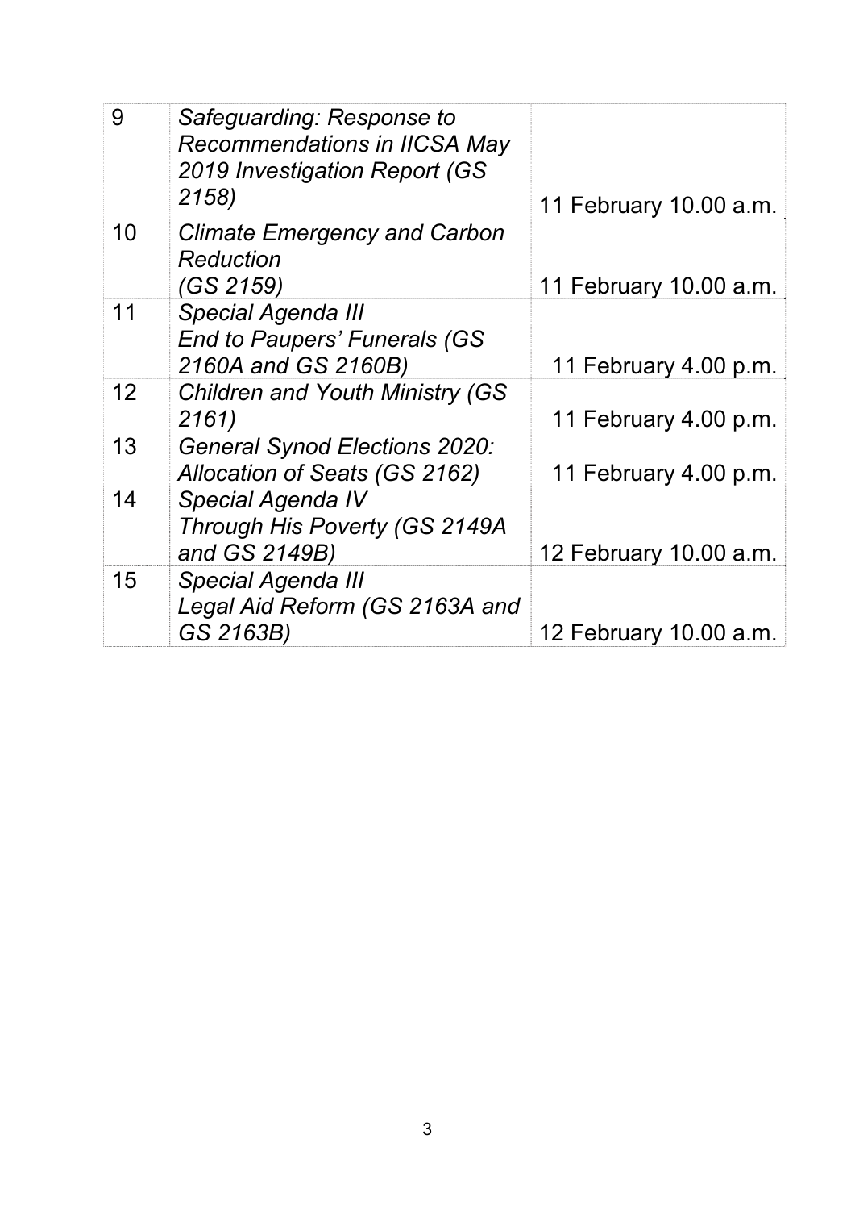| | | |
|---|---|---|
| 9 | *Safeguarding: Response to Recommendations in IICSA May 2019 Investigation Report (GS 2158)* | 11 February 10.00 a.m. |
| 10 | *Climate Emergency and Carbon Reduction (GS 2159)* | 11 February 10.00 a.m. |
| 11 | *Special Agenda III End to Paupers' Funerals (GS 2160A and GS 2160B)* | 11 February 4.00 p.m. |
| 12 | *Children and Youth Ministry (GS 2161)* | 11 February 4.00 p.m. |
| 13 | *General Synod Elections 2020: Allocation of Seats (GS 2162)* | 11 February 4.00 p.m. |
| 14 | *Special Agenda IV Through His Poverty (GS 2149A and GS 2149B)* | 12 February 10.00 a.m. |
| 15 | *Special Agenda III Legal Aid Reform (GS 2163A and GS 2163B)* | 12 February 10.00 a.m. |